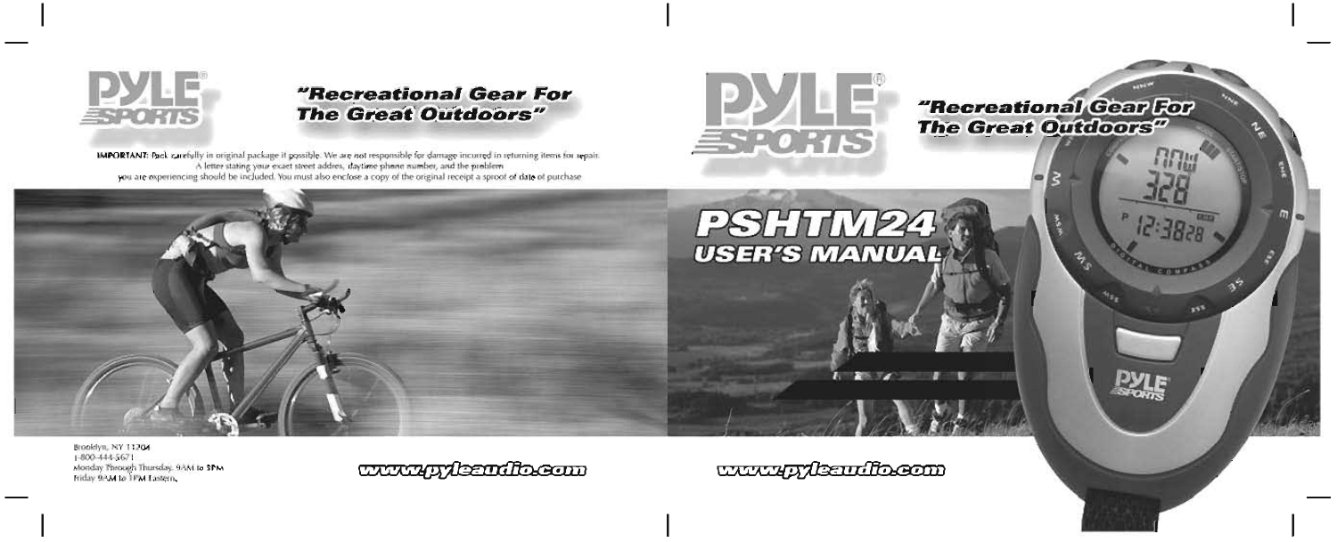PYLE SPORTS

## "Recreational Gear For The Great Outdoors"

**IMPORTANT:** Pack carefully in original package if possible. We are not responsible for damage incurred in returning items for repair. A letter stating your exact street addres, daytime phone number, and the problem you are experiencing should be included. You must also enclose a copy of the original receipt a sproof of date of purchase

Brooklyn, NY 11204
1-800-444-5671
Monday Through Thursday, 9AM to 8PM
Friday 9AM to 1PM Eastern.

www.pyleaudio.com

PYLE SPORTS

## "Recreational Gear For The Great Outdoors"

# PSHTM24 USER'S MANUAL

www.pyleaudio.com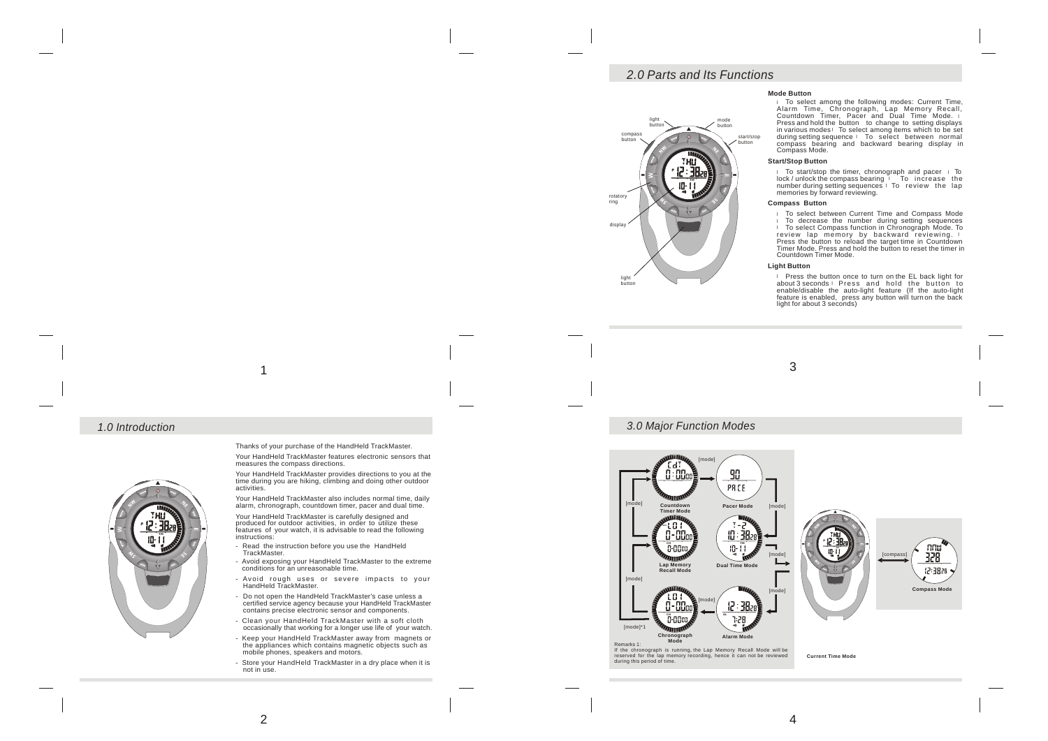## 1.0 Introduction

Thanks of your purchase of the HandHeld TrackMaster.

Your HandHeld TrackMaster features electronic sensors that measures the compass directions.

Your HandHeld TrackMaster provides directions to you at the time during you are hiking, climbing and doing other outdoor activities.

Your HandHeld TrackMaster also includes normal time, daily alarm, chronograph, countdown timer, pacer and dual time.

Your HandHeld TrackMaster is carefully designed and produced for outdoor activities, in order to utilize these features of your watch, it is advisable to read the following instructions:

- Read the instruction before you use the HandHeld TrackMaster.
- Avoid exposing your HandHeld TrackMaster to the extreme conditions for an unreasonable time.
- Avoid rough uses or severe impacts to your HandHeld TrackMaster.
- Do not open the HandHeld TrackMaster's case unless a certified service agency because your HandHeld TrackMaster contains precise electronic sensor and components.
- Clean your HandHeld TrackMaster with a soft cloth occasionally that working for a longer use life of your watch.
- Keep your HandHeld TrackMaster away from magnets or the appliances which contains magnetic objects such as mobile phones, speakers and motors.
- Store your HandHeld TrackMaster in a dry place when it is not in use.

## 2.0 Parts and Its Functions

light button
mode button
compass button
start/stop button
rotatory ring
display
light button

### Mode Button

- To select among the following modes: Current Time, Alarm Time, Chronograph, Lap Memory Recall, Countdown Timer, Pacer and Dual Time Mode.
- Press and hold the button to change to setting displays in various modes
- To select among items which to be set during setting sequence
- To select between normal compass bearing and backward bearing display in Compass Mode.

### Start/Stop Button

- To start/stop the timer, chronograph and pacer
- To lock / unlock the compass bearing
- To increase the number during setting sequences
- To review the lap memories by forward reviewing.

### Compass Button

- To select between Current Time and Compass Mode
- To decrease the number during setting sequences
- To select Compass function in Chronograph Mode. To review lap memory by backward reviewing.
- Press the button to reload the target time in Countdown Timer Mode. Press and hold the button to reset the timer in Countdown Timer Mode.

### Light Button

- Press the button once to turn on the EL back light for about 3 seconds
- Press and hold the button to enable/disable the auto-light feature (If the auto-light feature is enabled, press any button will turn on the back light for about 3 seconds)

## 3.0 Major Function Modes

[mode]
Countdown Timer Mode
Pacer Mode
[mode]
[mode]
Lap Memory Recall Mode
Dual Time Mode
[mode]
[mode]
[mode]
[mode]
[mode]*1
Chronograph Mode
Alarm Mode

Remarks 1:
If the chronograph is running, the Lap Memory Recall Mode will be reserved for the lap memory recording, hence it can not be reviewed during this period of time.

[compass]
Current Time Mode
Compass Mode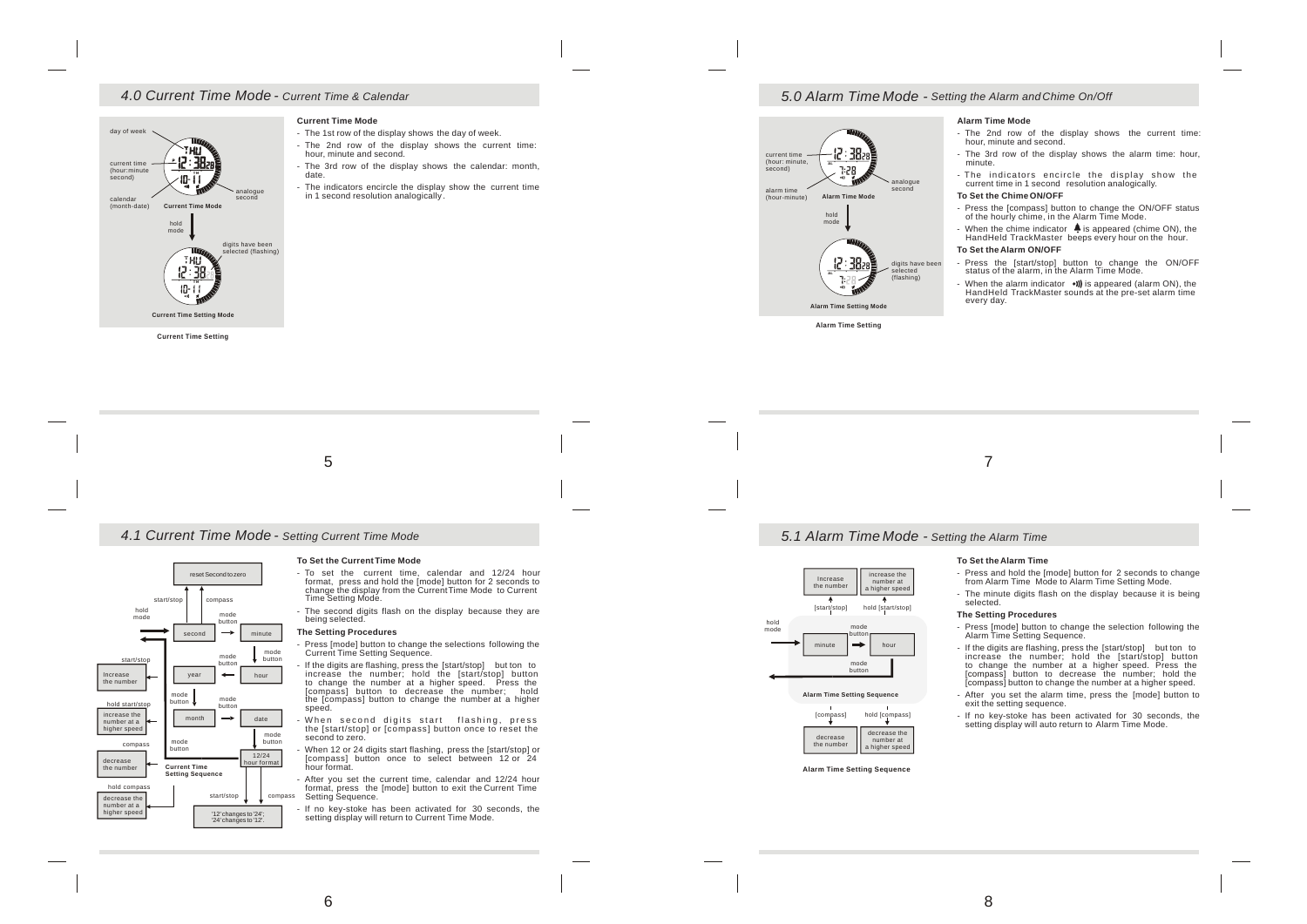## 4.0 Current Time Mode - *Current Time & Calendar*

day of week

current time (hour:minute second)

calendar (month-date)

analogue second

Current Time Mode

hold mode

digits have been selected (flashing)

Current Time Setting Mode

Current Time Setting

**Current Time Mode**

- The 1st row of the display shows the day of week.
- The 2nd row of the display shows the current time: hour, minute and second.
- The 3rd row of the display shows the calendar: month, date.
- The indicators encircle the display show the current time in 1 second resolution analogically.

## 5.0 Alarm Time Mode - *Setting the Alarm and Chime On/Off*

current time (hour: minute, second)

alarm time (hour-minute)

analogue second

Alarm Time Mode

hold mode

digits have been selected (flashing)

Alarm Time Setting Mode

Alarm Time Setting

**Alarm Time Mode**

- The 2nd row of the display shows the current time: hour, minute and second.
- The 3rd row of the display shows the alarm time: hour, minute.
- The indicators encircle the display show the current time in 1 second resolution analogically.

**To Set the Chime ON/OFF**

- Press the [compass] button to change the ON/OFF status of the hourly chime, in the Alarm Time Mode.
- When the chime indicator is appeared (chime ON), the HandHeld TrackMaster beeps every hour on the hour.

**To Set the Alarm ON/OFF**

- Press the [start/stop] button to change the ON/OFF status of the alarm, in the Alarm Time Mode.
- When the alarm indicator is appeared (alarm ON), the HandHeld TrackMaster sounds at the pre-set alarm time every day.

## 4.1 Current Time Mode - *Setting Current Time Mode*

reset Second to zero

start/stop

compass

hold mode

mode button

second

minute

mode button

mode button

start/stop

increase the number

year

hour

mode button

mode button

hold start/stop

increase the number at a higher speed

month

date

mode button

compass

mode button

12/24 hour format

decrease the number

Current Time Setting Sequence

hold compass

decrease the number at a higher speed

start/stop

compass

'12' changes to '24'; '24' changes to '12'.

**To Set the Current Time Mode**

- To set the current time, calendar and 12/24 hour format, press and hold the [mode] button for 2 seconds to change the display from the Current Time Mode to Current Time Setting Mode.
- The second digits flash on the display because they are being selected.

**The Setting Procedures**

- Press [mode] button to change the selections following the Current Time Setting Sequence.
- If the digits are flashing, press the [start/stop] button to increase the number; hold the [start/stop] button to change the number at a higher speed. Press the [compass] button to decrease the number; hold the [compass] button to change the number at a higher speed.
- When second digits start flashing, press the [start/stop] or [compass] button once to reset the second to zero.
- When 12 or 24 digits start flashing, press the [start/stop] or [compass] button once to select between 12 or 24 hour format.
- After you set the current time, calendar and 12/24 hour format, press the [mode] button to exit the Current Time Setting Sequence.
- If no key-stoke has been activated for 30 seconds, the setting display will return to Current Time Mode.

## 5.1 Alarm Time Mode - *Setting the Alarm Time*

increase the number

increase the number at a higher speed

[start/stop]

hold [start/stop]

hold mode

mode button

minute

hour

mode button

Alarm Time Setting Sequence

[compass]

hold [compass]

decrease the number

decrease the number at a higher speed

Alarm Time Setting Sequence

**To Set the Alarm Time**

- Press and hold the [mode] button for 2 seconds to change from Alarm Time Mode to Alarm Time Setting Mode.
- The minute digits flash on the display because it is being selected.

**The Setting Procedures**

- Press [mode] button to change the selection following the Alarm Time Setting Sequence.
- If the digits are flashing, press the [start/stop] button to increase the number; hold the [start/stop] button to change the number at a higher speed. Press the [compass] button to decrease the number; hold the [compass] button to change the number at a higher speed.
- After you set the alarm time, press the [mode] button to exit the setting sequence.
- If no key-stoke has been activated for 30 seconds, the setting display will auto return to Alarm Time Mode.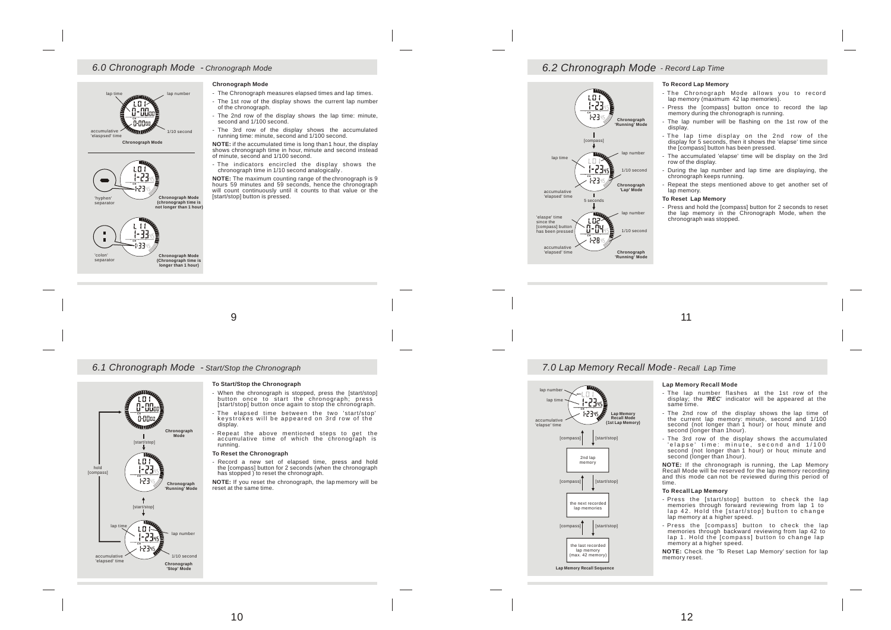## 6.0 Chronograph Mode - *Chronograph Mode*

lap time
lap number
accumulative 'elaspsed' time
1/10 second
**Chronograph Mode**

'hyphen' separator
**Chronograph Mode (chronograph time is not longer than 1 hour)**

'colon' separator
**Chronograph Mode (Chronograph time is longer than 1 hour)**

**Chronograph Mode**

- The Chronograph measures elapsed times and lap times.
- The 1st row of the display shows the current lap number of the chronograph.
- The 2nd row of the display shows the lap time: minute, second and 1/100 second.
- The 3rd row of the display shows the accumulated running time: minute, second and 1/100 second.

**NOTE:** if the accumulated time is long than 1 hour, the display shows chronograph time in hour, minute and second instead of minute, second and 1/100 second.

- The indicators encircled the display shows the chronograph time in 1/10 second analogically.

**NOTE:** The maximum counting range of the chronograph is 9 hours 59 minutes and 59 seconds, hence the chronograph will count continuously until it counts to that value or the [start/stop] button is pressed.

## 6.1 Chronograph Mode - *Start/Stop the Chronograph*

**Chronograph Mode**
[start/stop]
hold [compass]
**Chronograph 'Running' Mode**
[start/stop]
lap time
lap number
accumulative 'elapsed' time
1/10 second
**Chronograph 'Stop' Mode**

**To Start/Stop the Chronograph**

- When the chronograph is stopped, press the [start/stop] button once to start the chronograph; press [start/stop] button once again to stop the chronograph.
- The elapsed time between the two 'start/stop' keystrokes will be appeared on 3rd row of the display.
- Repeat the above mentioned steps to get the accumulative time of which the chronograph is running.

**To Reset the Chronograph**

- Record a new set of elapsed time, press and hold the [compass] button for 2 seconds (when the chronograph has stopped ) to reset the chronograph.

**NOTE:** If you reset the chronograph, the lap memory will be reset at the same time.

## 6.2 Chronograph Mode - *Record Lap Time*

**Chronograph 'Running' Mode**
[compass]
lap time
lap number
1/10 second
accumulative 'elapsed' time
**Chronograph 'Lap' Mode**
5 seconds
'elaspe' time since the [compass] button has been pressed
lap number
1/10 second
accumulative 'elapsed' time
**Chronograph 'Running' Mode**

**To Record Lap Memory**

- The Chronograph Mode allows you to record lap memory (maximum 42 lap memories).
- Press the [compass] button once to record the lap memory during the chronograph is running.
- The lap number will be flashing on the 1st row of the display.
- The lap time display on the 2nd row of the display for 5 seconds, then it shows the 'elapse' time since the [compass] button has been pressed.
- The accumulated 'elapse' time will be display on the 3rd row of the display.
- During the lap number and lap time are displaying, the chronograph keeps running.
- Repeat the steps mentioned above to get another set of lap memory.

**To Reset Lap Memory**

- Press and hold the [compass] button for 2 seconds to reset the lap memory in the Chronograph Mode, when the chronograph was stopped.

## 7.0 Lap Memory Recall Mode - *Recall Lap Time*

lap number
lap time
accumulative 'elapse' time
**Lap Memory Recall Mode (1st Lap Memory)**
[compass] [start/stop]
2nd lap memory
[compass] [start/stop]
the next recorded lap memories
[compass] [start/stop]
the last recorded lap memory (max. 42 memory)
**Lap Memory Recall Sequence**

**Lap Memory Recall Mode**

- The lap number flashes at the 1st row of the display; the '***REC***' indicator will be appeared at the same time.
- The 2nd row of the display shows the lap time of the current lap memory: minute, second and 1/100 second (not longer than 1 hour) or hour, minute and second (longer than 1hour).
- The 3rd row of the display shows the accumulated 'elapse' time: minute, second and 1/100 second (not longer than 1 hour) or hour, minute and second (longer than 1hour).

**NOTE:** If the chronograph is running, the Lap Memory Recall Mode will be reserved for the lap memory recording and this mode can not be reviewed during this period of time.

**To Recall Lap Memory**

- Press the [start/stop] button to check the lap memories through forward reviewing from lap 1 to lap 42. Hold the [start/stop] button to change lap memory at a higher speed.
- Press the [compass] button to check the lap memories through backward reviewing from lap 42 to lap 1. Hold the [compass] button to change lap memory at a higher speed.

**NOTE:** Check the 'To Reset Lap Memory' section for lap memory reset.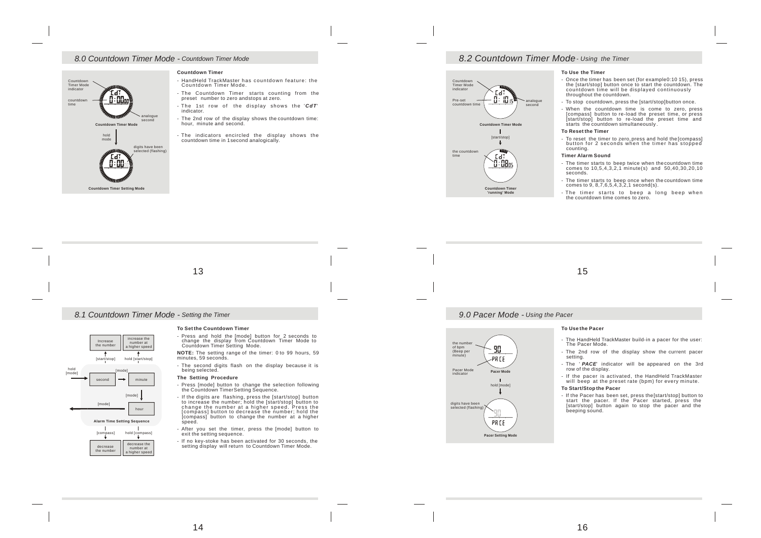## 8.0 Countdown Timer Mode - *Countdown Timer Mode*

Countdown Timer Mode indicator
countdown time
analogue second
**Countdown Timer Mode**
hold mode
digits have been selected (flashing)
**Countdown Timer Setting Mode**

### Countdown Timer

- HandHeld TrackMaster has countdown feature: the Countdown Timer Mode.
- The Countdown Timer starts counting from the preset number to zero and stops at zero.
- The 1st row of the display shows the '***CdT***' indicator.
- The 2nd row of the display shows the countdown time: hour, minute and second.
- The indicators encircled the display shows the countdown time in 1 second analogically.

## 8.1 Countdown Timer Mode - *Setting the Timer*

Increase the number | increase the number at a higher speed
[start/stop] | hold [start/stop]
hold [mode] | [mode]
second → minute
[mode]
[mode] | hour
**Alarm Time Setting Sequence**
[compass] | hold [compass]
decrease the number | decrease the number at a higher speed

### To Set the Countdown Timer

- Press and hold the [mode] button for 2 seconds to change the display from Countdown Timer Mode to Countdown Timer Setting Mode.

**NOTE:** The setting range of the timer: 0 to 99 hours, 59 minutes, 59 seconds.

- The second digits flash on the display because it is being selected.

### The Setting Procedure

- Press [mode] button to change the selection following the Countdown Timer Setting Sequence.
- If the digits are flashing, press the [start/stop] button to increase the number; hold the [start/stop] button to change the number at a higher speed. Press the [compass] button to decrease the number; hold the [compass] button to change the number at a higher speed.
- After you set the timer, press the [mode] button to exit the setting sequence.
- If no key-stoke has been activated for 30 seconds, the setting display will return to Countdown Timer Mode.

## 8.2 Countdown Timer Mode - *Using the Timer*

Countdown Timer Mode indicator
Pre-set countdown time
analogue second
**Countdown Timer Mode**
[start/stop]
the countdown time
**Countdown Timer 'running' Mode**

### To Use the Timer

- Once the timer has been set (for example 0:10 15), press the [start/stop] button once to start the countdown. The countdown time will be displayed continuously throughout the countdown.
- To stop countdown, press the [start/stop] button once.
- When the countdown time is come to zero, press [compass] button to re-load the preset time, or press [start/stop] button to re-load the preset time and starts the countdown simultaneously.

### To Reset the Timer

- To reset the timer to zero, press and hold the [compass] button for 2 seconds when the timer has stopped counting.

### Timer Alarm Sound

- The timer starts to beep twice when the countdown time comes to 10,5,4,3,2,1 minute(s) and 50,40,30,20,10 seconds.
- The timer starts to beep once when the countdown time comes to 9, 8,7,6,5,4,3,2,1 second(s).
- The timer starts to beep a long beep when the countdown time comes to zero.

## 9.0 Pacer Mode - *Using the Pacer*

the number of bpm (Beep per minute)
Pacer Mode indicator
**Pacer Mode**
hold [mode]
digits have been selected (flashing)
**Pacer Setting Mode**

### To Use the Pacer

- The HandHeld TrackMaster build-in a pacer for the user: The Pacer Mode.
- The 2nd row of the display show the current pacer setting.
- The '***PACE***' indicator will be appeared on the 3rd row of the display.
- If the pacer is activated, the HandHeld TrackMaster will beep at the preset rate (bpm) for every minute.

### To Start/Stop the Pacer

- If the Pacer has been set, press the [start/stop] button to start the pacer. If the Pacer started, press the [start/stop] button again to stop the pacer and the beeping sound.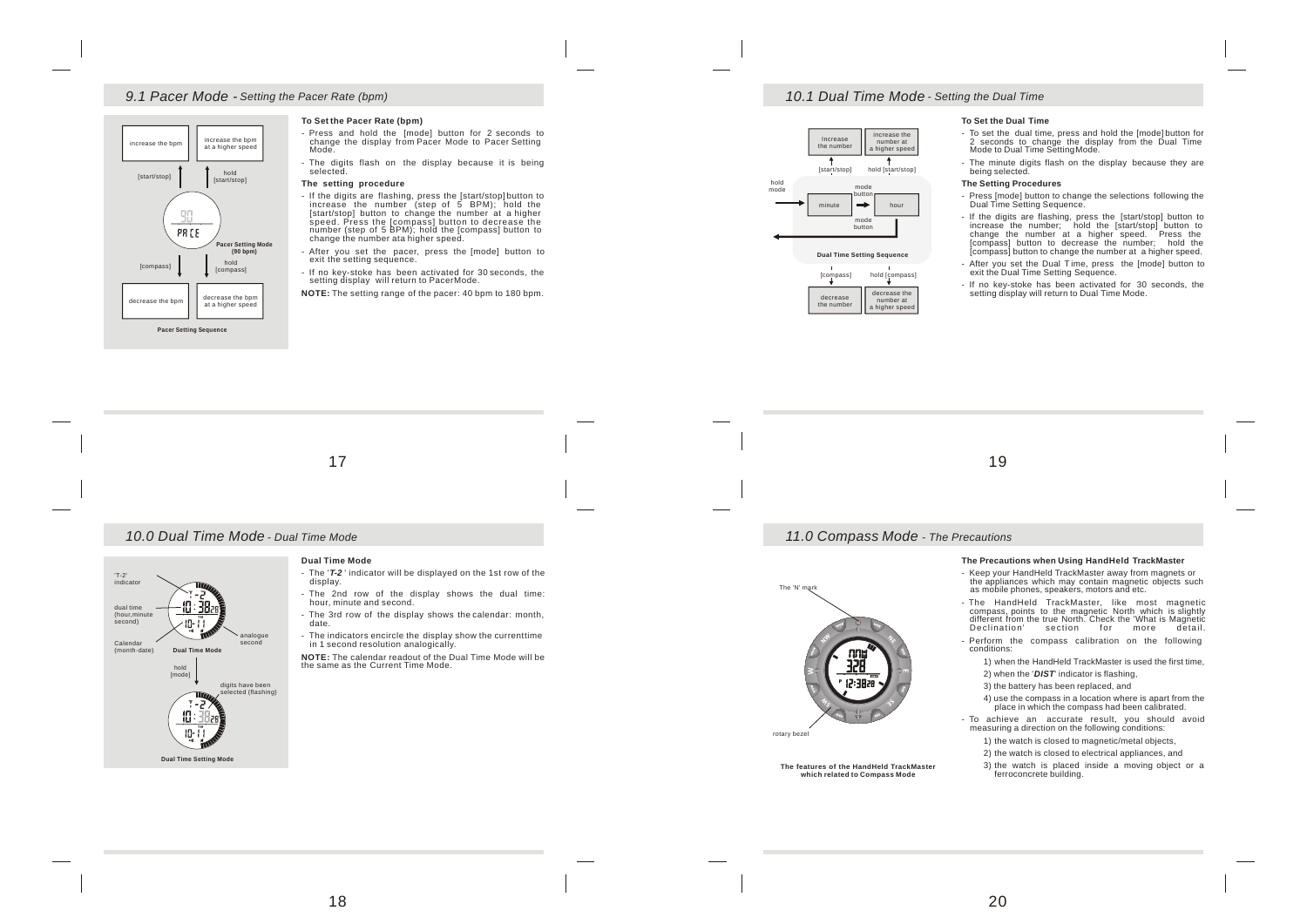## 9.1 Pacer Mode - *Setting the Pacer Rate (bpm)*

increase the bpm

increase the bpm at a higher speed

[start/stop]

hold [start/stop]

90

PACE

Pacer Setting Mode (90 bpm)

[compass]

hold [compass]

decrease the bpm

decrease the bpm at a higher speed

Pacer Setting Sequence

**To Set the Pacer Rate (bpm)**

- Press and hold the [mode] button for 2 seconds to change the display from Pacer Mode to Pacer Setting Mode.
- The digits flash on the display because it is being selected.

**The setting procedure**

- If the digits are flashing, press the [start/stop] button to increase the number (step of 5 BPM); hold the [start/stop] button to change the number at a higher speed. Press the [compass] button to decrease the number (step of 5 BPM); hold the [compass] button to change the number ata higher speed.
- After you set the pacer, press the [mode] button to exit the setting sequence.
- If no key-stoke has been activated for 30 seconds, the setting display will return to PacerMode.

**NOTE:** The setting range of the pacer: 40 bpm to 180 bpm.

## 10.0 Dual Time Mode - *Dual Time Mode*

'T-2' indicator

dual time (hour,minute second)

Calendar (month-date)

analogue second

Dual Time Mode

hold [mode]

digits have been selected (flashing)

Dual Time Setting Mode

**Dual Time Mode**

- The '*T-2*' indicator will be displayed on the 1st row of the display.
- The 2nd row of the display shows the dual time: hour, minute and second.
- The 3rd row of the display shows the calendar: month, date.
- The indicators encircle the display show the currenttime in 1 second resolution analogically.

**NOTE:** The calendar readout of the Dual Time Mode will be the same as the Current Time Mode.

## 10.1 Dual Time Mode - *Setting the Dual Time*

Increase the number

increase the number at a higher speed

[start/stop]

hold [start/stop]

hold mode

mode button

minute

hour

mode button

Dual Time Setting Sequence

[compass]

hold [compass]

decrease the number

decrease the number at a higher speed

**To Set the Dual Time**

- To set the dual time, press and hold the [mode] button for 2 seconds to change the display from the Dual Time Mode to Dual Time Setting Mode.
- The minute digits flash on the display because they are being selected.

**The Setting Procedures**

- Press [mode] button to change the selections following the Dual Time Setting Sequence.
- If the digits are flashing, press the [start/stop] button to increase the number; hold the [start/stop] button to change the number at a higher speed. Press the [compass] button to decrease the number; hold the [compass] button to change the number at a higher speed.
- After you set the Dual Time, press the [mode] button to exit the Dual Time Setting Sequence.
- If no key-stoke has been activated for 30 seconds, the setting display will return to Dual Time Mode.

## 11.0 Compass Mode - *The Precautions*

The 'N' mark

rotary bezel

**The features of the HandHeld TrackMaster which related to Compass Mode**

**The Precautions when Using HandHeld TrackMaster**

- Keep your HandHeld TrackMaster away from magnets or the appliances which may contain magnetic objects such as mobile phones, speakers, motors and etc.
- The HandHeld TrackMaster, like most magnetic compass, points to the magnetic North which is slightly different from the true North. Check the 'What is Magnetic Declination' section for more detail.
- Perform the compass calibration on the following conditions:
  1) when the HandHeld TrackMaster is used the first time,
  2) when the '*DIST*' indicator is flashing,
  3) the battery has been replaced, and
  4) use the compass in a location where is apart from the place in which the compass had been calibrated.
- To achieve an accurate result, you should avoid measuring a direction on the following conditions:
  1) the watch is closed to magnetic/metal objects,
  2) the watch is closed to electrical appliances, and
  3) the watch is placed inside a moving object or a ferroconcrete building.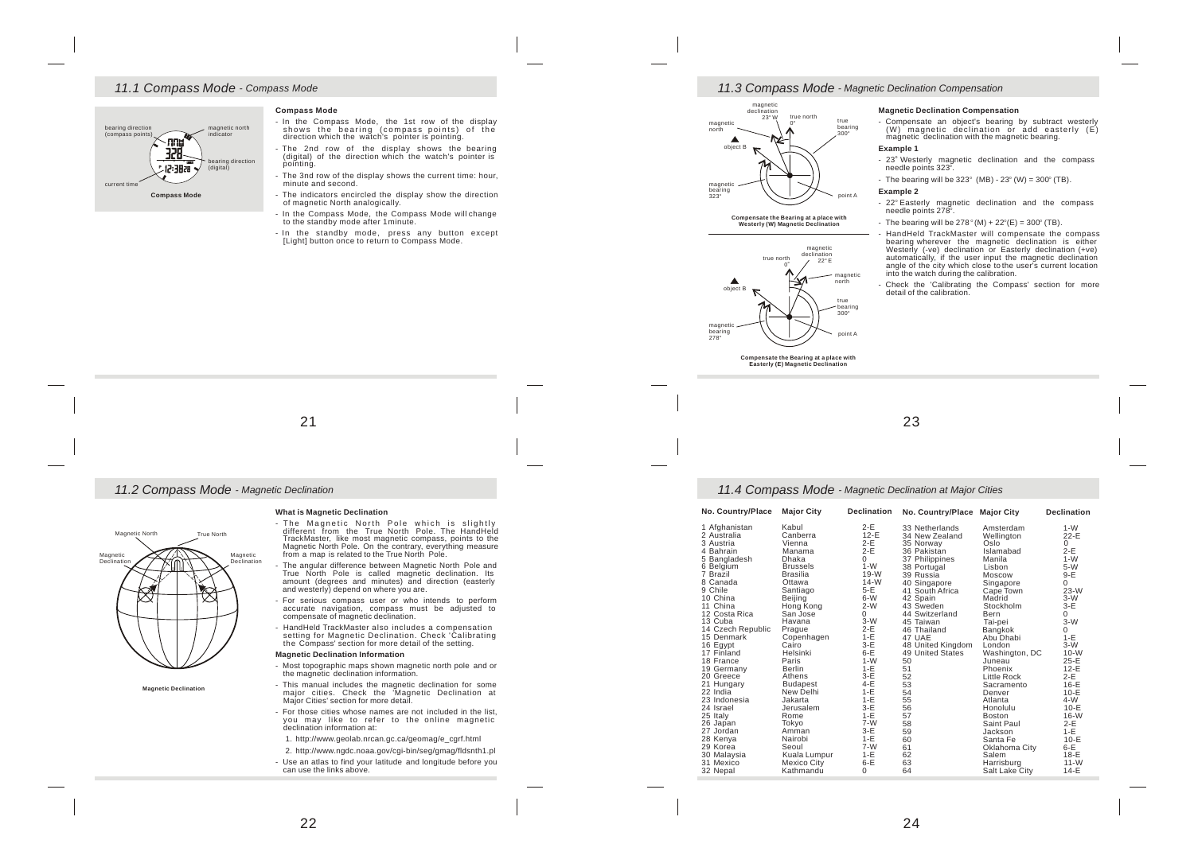## 11.1 Compass Mode - *Compass Mode*

bearing direction (compass points)
magnetic north indicator
bearing direction (digital)
current time

Compass Mode

**Compass Mode**

- In the Compass Mode, the 1st row of the display shows the bearing (compass points) of the direction which the watch's pointer is pointing.
- The 2nd row of the display shows the bearing (digital) of the direction which the watch's pointer is pointing.
- The 3nd row of the display shows the current time: hour, minute and second.
- The indicators encircled the display show the direction of magnetic North analogically.
- In the Compass Mode, the Compass Mode will change to the standby mode after 1minute.
- In the standby mode, press any button except [Light] button once to return to Compass Mode.

## 11.2 Compass Mode - *Magnetic Declination*

Magnetic North
True North
Magnetic Declination
Magnetic Declination

Magnetic Declination

**What is Magnetic Declination**

- The Magnetic North Pole which is slightly different from the True North Pole. The HandHeld TrackMaster, like most magnetic compass, points to the Magnetic North Pole. On the contrary, everything measure from a map is related to the True North Pole.
- The angular difference between Magnetic North Pole and True North Pole is called magnetic declination. Its amount (degrees and minutes) and direction (easterly and westerly) depend on where you are.
- For serious compass user or who intends to perform accurate navigation, compass must be adjusted to compensate of magnetic declination.
- HandHeld TrackMaster also includes a compensation setting for Magnetic Declination. Check 'Calibrating the Compass' section for more detail of the setting.

**Magnetic Declination Information**

- Most topographic maps shown magnetic north pole and or the magnetic declination information.
- This manual includes the magnetic declination for some major cities. Check the 'Magnetic Declination at Major Cities' section for more detail.
- For those cities whose names are not included in the list, you may like to refer to the online magnetic declination information at:
  1. http://www.geolab.nrcan.gc.ca/geomag/e_cgrf.html
  2. http://www.ngdc.noaa.gov/cgi-bin/seg/gmag/fldsnth1.pl
- Use an atlas to find your latitude and longitude before you can use the links above.

## 11.3 Compass Mode - *Magnetic Declination Compensation*

magnetic declination 23° W
true north 0°
magnetic north
true bearing 300°
object B
magnetic bearing 323°
point A

Compensate the Bearing at a place with Westerly (W) Magnetic Declination

magnetic declination 22° E
true north 0°
magnetic north
object B
true bearing 300°
magnetic bearing 278°
point A

Compensate the Bearing at a place with Easterly (E) Magnetic Declination

**Magnetic Declination Compensation**

- Compensate an object's bearing by subtract westerly (W) magnetic declination or add easterly (E) magnetic declination with the magnetic bearing.

**Example 1**

- 23° Westerly magnetic declination and the compass needle points 323°.
- The bearing will be 323° (MB) - 23° (W) = 300° (TB).

**Example 2**

- 22° Easterly magnetic declination and the compass needle points 278°.
- The bearing will be 278° (M) + 22°(E) = 300° (TB).
- HandHeld TrackMaster will compensate the compass bearing wherever the magnetic declination is either Westerly (-ve) declination or Easterly declination (+ve) automatically, if the user input the magnetic declination angle of the city which close to the user's current location into the watch during the calibration.
- Check the 'Calibrating the Compass' section for more detail of the calibration.

## 11.4 Compass Mode - *Magnetic Declination at Major Cities*

| No. Country/Place | Major City | Declination |
|---|---|---|
| 1 Afghanistan | Kabul | 2-E |
| 2 Australia | Canberra | 12-E |
| 3 Austria | Vienna | 2-E |
| 4 Bahrain | Manama | 2-E |
| 5 Bangladesh | Dhaka | 0 |
| 6 Belgium | Brussels | 1-W |
| 7 Brazil | Brasilia | 19-W |
| 8 Canada | Ottawa | 14-W |
| 9 Chile | Santiago | 5-E |
| 10 China | Beijing | 6-W |
| 11 China | Hong Kong | 2-W |
| 12 Costa Rica | San Jose | 0 |
| 13 Cuba | Havana | 3-W |
| 14 Czech Republic | Prague | 2-E |
| 15 Denmark | Copenhagen | 1-E |
| 16 Egypt | Cairo | 3-E |
| 17 Finland | Helsinki | 6-E |
| 18 France | Paris | 1-W |
| 19 Germany | Berlin | 1-E |
| 20 Greece | Athens | 3-E |
| 21 Hungary | Budapest | 4-E |
| 22 India | New Delhi | 1-E |
| 23 Indonesia | Jakarta | 1-E |
| 24 Israel | Jerusalem | 3-E |
| 25 Italy | Rome | 1-E |
| 26 Japan | Tokyo | 7-W |
| 27 Jordan | Amman | 3-E |
| 28 Kenya | Nairobi | 1-E |
| 29 Korea | Seoul | 7-W |
| 30 Malaysia | Kuala Lumpur | 1-E |
| 31 Mexico | Mexico City | 6-E |
| 32 Nepal | Kathmandu | 0 |
| 33 Netherlands | Amsterdam | 1-W |
| 34 New Zealand | Wellington | 22-E |
| 35 Norway | Oslo | 0 |
| 36 Pakistan | Islamabad | 2-E |
| 37 Philippines | Manila | 1-W |
| 38 Portugal | Lisbon | 5-W |
| 39 Russia | Moscow | 9-E |
| 40 Singapore | Singapore | 0 |
| 41 South Africa | Cape Town | 23-W |
| 42 Spain | Madrid | 3-W |
| 43 Sweden | Stockholm | 3-E |
| 44 Switzerland | Bern | 0 |
| 45 Taiwan | Tai-pei | 3-W |
| 46 Thailand | Bangkok | 0 |
| 47 UAE | Abu Dhabi | 1-E |
| 48 United Kingdom | London | 3-W |
| 49 United States | Washington, DC | 10-W |
| 50 | Juneau | 25-E |
| 51 | Phoenix | 12-E |
| 52 | Little Rock | 2-E |
| 53 | Sacramento | 16-E |
| 54 | Denver | 10-E |
| 55 | Atlanta | 4-W |
| 56 | Honolulu | 10-E |
| 57 | Boston | 16-W |
| 58 | Saint Paul | 2-E |
| 59 | Jackson | 1-E |
| 60 | Santa Fe | 10-E |
| 61 | Oklahoma City | 6-E |
| 62 | Salem | 18-E |
| 63 | Harrisburg | 11-W |
| 64 | Salt Lake City | 14-E |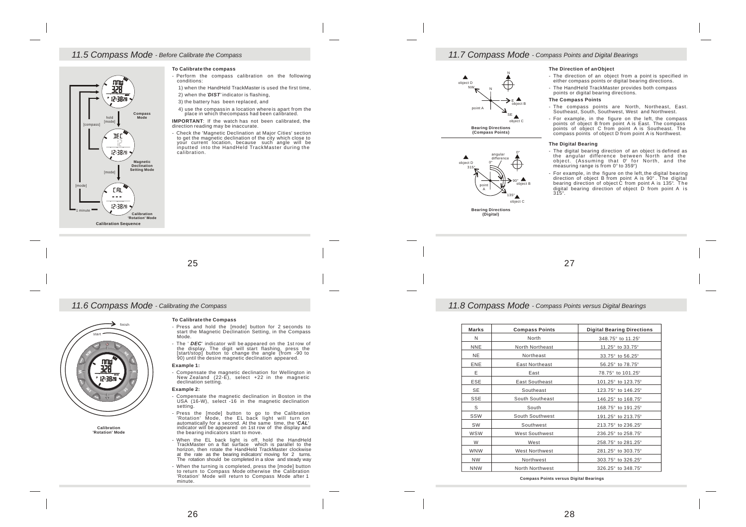## 11.5 Compass Mode - Before Calibrate the Compass

**To Calibrate the compass**

- Perform the compass calibration on the following conditions:
  1) when the HandHeld TrackMaster is used the first time,
  2) when the '*DIST*' indicator is flashing,
  3) the battery has been replaced, and
  4) use the compass in a location where is apart from the place in which the compass had been calibrated.

**IMPORTANT**: If the watch has not been calibrated, the direction reading may be inaccurate.

- Check the 'Magnetic Declination at Major Cities' section to get the magnetic declination of the city which close to your current location, because such angle will be inputted into the HandHeld TrackMaster during the calibration.

**Calibration Sequence**

## 11.6 Compass Mode - Calibrating the Compass

**To Calibrate the Compass**

- Press and hold the [mode] button for 2 seconds to start the Magnetic Declination Setting, in the Compass Mode.
- The '*DEC*' indicator will be appeared on the 1st row of the display. The digit will start flashing, press the [start/stop] button to change the angle (from -90 to 90) until the desire magnetic declination appeared.

**Example 1:**

- Compensate the magnetic declination for Wellington in New Zealand (22-E), select +22 in the magnetic declination setting.

**Example 2:**

- Compensate the magnetic declination in Boston in the USA (16-W), select -16 in the magnetic declination setting.
- Press the [mode] button to go to the Calibration 'Rotation' Mode, the EL back light will turn on automatically for a second. At the same time, the '*CAL*' indicator will be appeared on 1st row of the display and the bearing indicators start to move.
- When the EL back light is off, hold the HandHeld TrackMaster on a flat surface which is parallel to the horizon, then rotate the HandHeld TrackMaster clockwise at the rate as the bearing indicators' moving for 2 turns. The rotation should be completed in a slow and steady way
- When the turning is completed, press the [mode] button to return to Compass Mode otherwise the Calibration 'Rotation' Mode will return to Compass Mode after 1 minute.

**Calibration 'Rotation' Mode**

## 11.7 Compass Mode - Compass Points and Digital Bearings

**The Direction of an Object**

- The direction of an object from a point is specified in either compass points or digital bearing directions.
- The HandHeld TrackMaster provides both compass points or digital bearing directions.

**The Compass Points**

- The compass points are North, Northeast, East. Southeast, South, Southwest, West and Northwest.
- For example, in the figure on the left, the compass points of object B from point A is East. The compass points of object C from point A is Southeast. The compass points of object D from point A is Northwest.

**Bearing Directions (Compass Points)**

**The Digital Bearing**

- The digital bearing direction of an object is defined as the angular difference between North and the object. (Assuming that 0° for North, and the measuring range is from 0° to 359°)
- For example, in the figure on the left, the digital bearing direction of object B from point A is 90°. The digital bearing direction of object C from point A is 135°. The digital bearing direction of object D from point A is 315°.

**Bearing Directions (Digital)**

## 11.8 Compass Mode - Compass Points versus Digital Bearings

| Marks | Compass Points | Digital Bearing Directions |
|---|---|---|
| N | North | 348.75° to 11.25° |
| NNE | North Northeast | 11.25° to 33.75° |
| NE | Northeast | 33.75° to 56.25° |
| ENE | East Northeast | 56.25° to 78.75° |
| E | East | 78.75° to 101.25° |
| ESE | East Southeast | 101.25° to 123.75° |
| SE | Southeast | 123.75° to 146.25° |
| SSE | South Southeast | 146.25° to 168.75° |
| S | South | 168.75° to 191.25° |
| SSW | South Southwest | 191.25° to 213.75° |
| SW | Southwest | 213.75° to 236.25° |
| WSW | West Southwest | 236.25° to 258.75° |
| W | West | 258.75° to 281.25° |
| WNW | West Northwest | 281.25° to 303.75° |
| NW | Northwest | 303.75° to 326.25° |
| NNW | North Northwest | 326.25° to 348.75° |

**Compass Points versus Digital Bearings**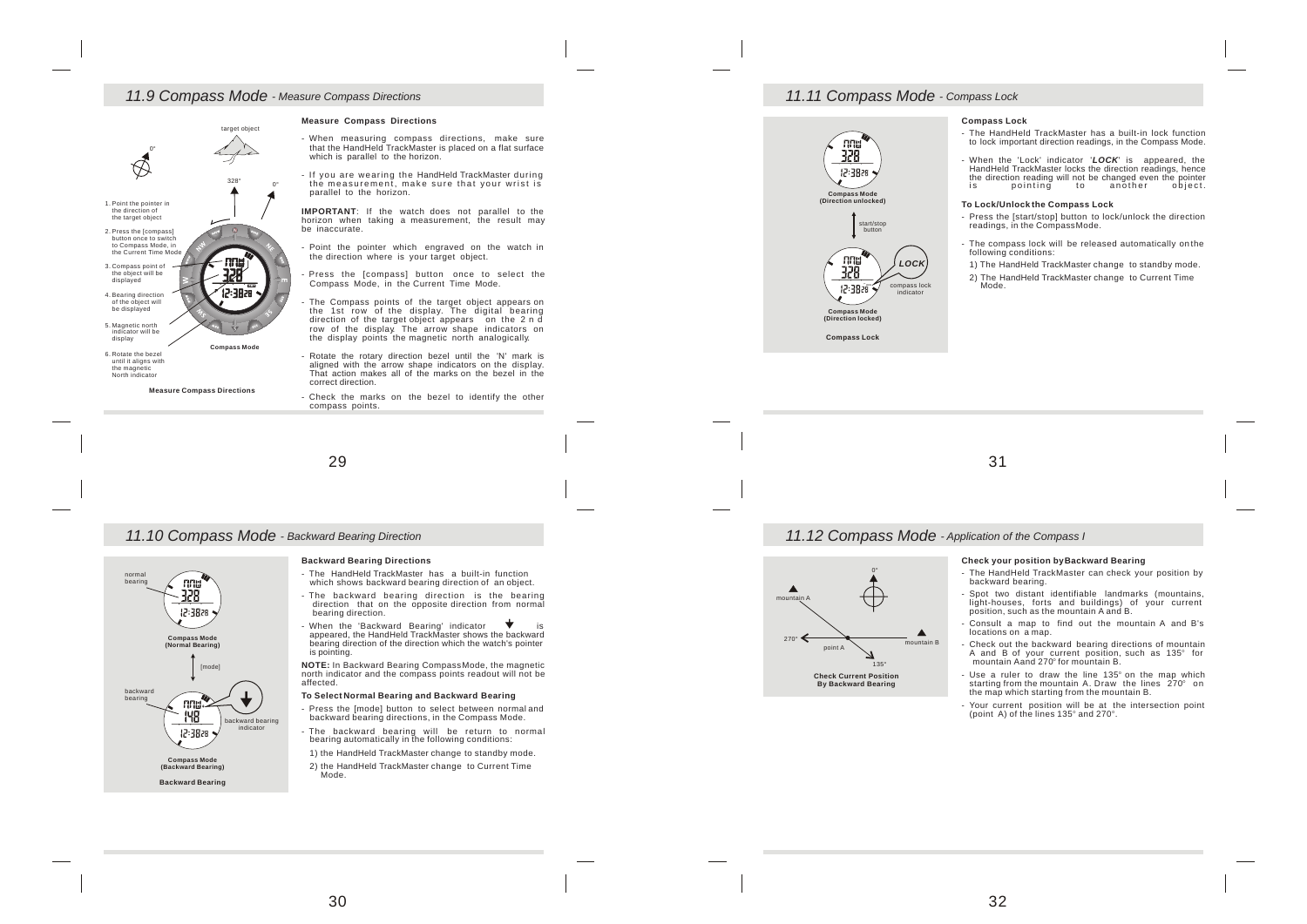## 11.9 Compass Mode - *Measure Compass Directions*

1. Point the pointer in the direction of the target object
2. Press the [compass] button once to switch to Compass Mode, in the Current Time Mode
3. Compass point of the object will be displayed
4. Bearing direction of the object will be displayed
5. Magnetic north indicator will be display
6. Rotate the bezel until it aligns with the magnetic North indicator

Measure Compass Directions

**Measure Compass Directions**

- When measuring compass directions, make sure that the HandHeld TrackMaster is placed on a flat surface which is parallel to the horizon.
- If you are wearing the HandHeld TrackMaster during the measurement, make sure that your wrist is parallel to the horizon.

**IMPORTANT**: If the watch does not parallel to the horizon when taking a measurement, the result may be inaccurate.

- Point the pointer which engraved on the watch in the direction where is your target object.
- Press the [compass] button once to select the Compass Mode, in the Current Time Mode.
- The Compass points of the target object appears on the 1st row of the display. The digital bearing direction of the target object appears on the 2nd row of the display. The arrow shape indicators on the display points the magnetic north analogically.
- Rotate the rotary direction bezel until the 'N' mark is aligned with the arrow shape indicators on the display. That action makes all of the marks on the bezel in the correct direction.
- Check the marks on the bezel to identify the other compass points.

## 11.10 Compass Mode - *Backward Bearing Direction*

Compass Mode (Normal Bearing) — [mode] — Compass Mode (Backward Bearing), backward bearing indicator

Backward Bearing

**Backward Bearing Directions**

- The HandHeld TrackMaster has a built-in function which shows backward bearing direction of an object.
- The backward bearing direction is the bearing direction that on the opposite direction from normal bearing direction.
- When the 'Backward Bearing' indicator ▼ is appeared, the HandHeld TrackMaster shows the backward bearing direction of the direction which the watch's pointer is pointing.

**NOTE:** In Backward Bearing Compass Mode, the magnetic north indicator and the compass points readout will not be affected.

**To Select Normal Bearing and Backward Bearing**

- Press the [mode] button to select between normal and backward bearing directions, in the Compass Mode.
- The backward bearing will be return to normal bearing automatically in the following conditions:
  1) the HandHeld TrackMaster change to standby mode.
  2) the HandHeld TrackMaster change to Current Time Mode.

## 11.11 Compass Mode - *Compass Lock*

Compass Mode (Direction unlocked) — start/stop button — Compass Mode (Direction locked), LOCK compass lock indicator

Compass Lock

**Compass Lock**

- The HandHeld TrackMaster has a built-in lock function to lock important direction readings, in the Compass Mode.
- When the 'Lock' indicator '***LOCK***' is appeared, the HandHeld TrackMaster locks the direction readings, hence the direction reading will not be changed even the pointer is pointing to another object.

**To Lock/Unlock the Compass Lock**

- Press the [start/stop] button to lock/unlock the direction readings, in the Compass Mode.
- The compass lock will be released automatically on the following conditions:
  1) The HandHeld TrackMaster change to standby mode.
  2) The HandHeld TrackMaster change to Current Time Mode.

## 11.12 Compass Mode - *Application of the Compass I*

Check Current Position By Backward Bearing

**Check your position by Backward Bearing**

- The HandHeld TrackMaster can check your position by backward bearing.
- Spot two distant identifiable landmarks (mountains, light-houses, forts and buildings) of your current position, such as the mountain A and B.
- Consult a map to find out the mountain A and B's locations on a map.
- Check out the backward bearing directions of mountain A and B of your current position, such as 135° for mountain A and 270° for mountain B.
- Use a ruler to draw the line 135° on the map which starting from the mountain A. Draw the lines 270° on the map which starting from the mountain B.
- Your current position will be at the intersection point (point A) of the lines 135° and 270°.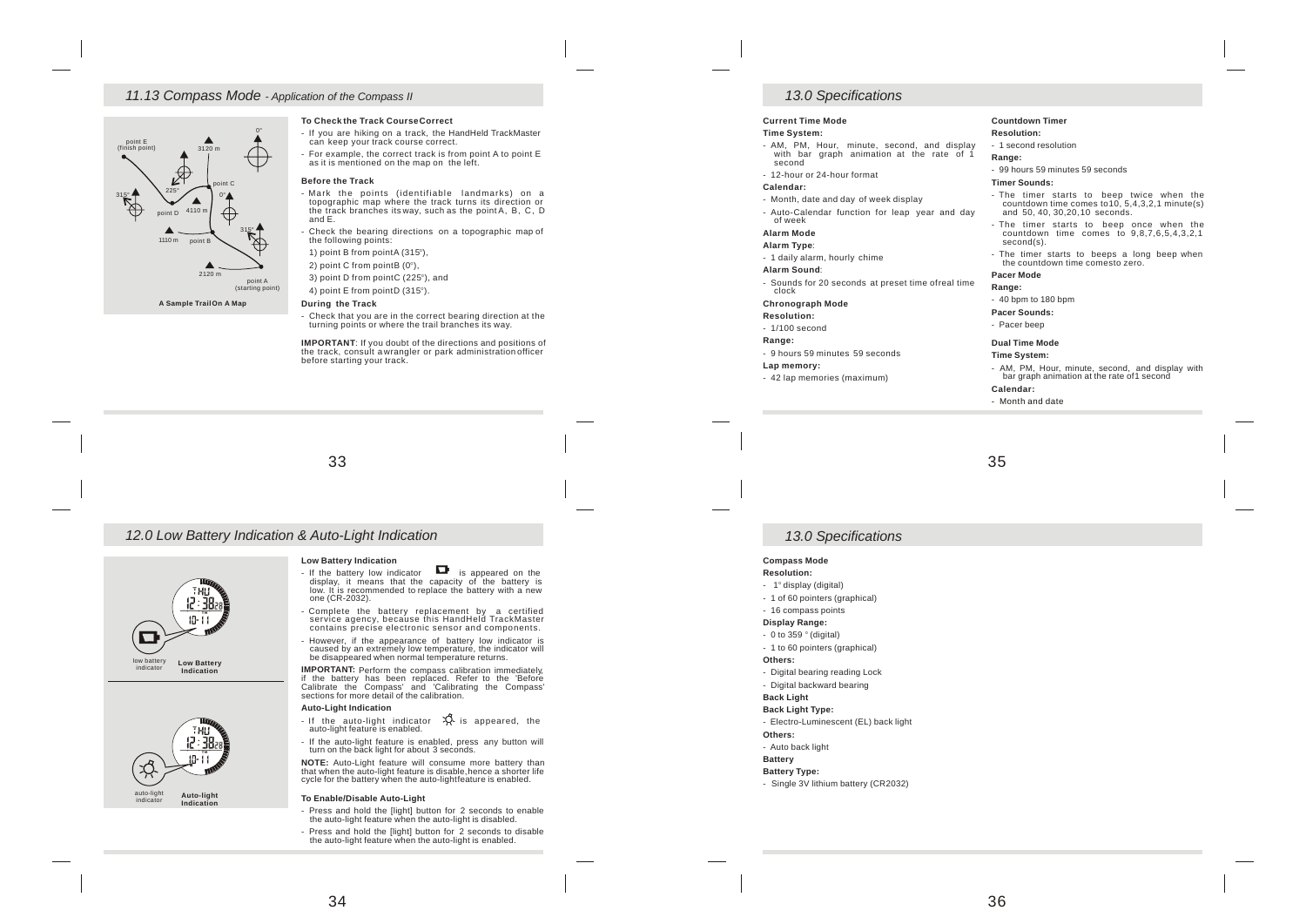## 11.13 Compass Mode - *Application of the Compass II*

point E (finish point)
3120 m
0°
point C
315°
225°
0°
point D
4110 m
315°
1110 m
point B
2120 m
point A (starting point)

A Sample Trail On A Map

**To Check the Track Course Correct**

- If you are hiking on a track, the HandHeld TrackMaster can keep your track course correct.
- For example, the correct track is from point A to point E as it is mentioned on the map on the left.

**Before the Track**

- Mark the points (identifiable landmarks) on a topographic map where the track turns its direction or the track branches its way, such as the point A, B, C, D and E.
- Check the bearing directions on a topographic map of the following points:

  1) point B from point A (315°),

  2) point C from point B (0°),

  3) point D from point C (225°), and

  4) point E from point D (315°).

**During the Track**

- Check that you are in the correct bearing direction at the turning points or where the trail branches its way.

**IMPORTANT**: If you doubt of the directions and positions of the track, consult a wrangler or park administration officer before starting your track.

## 12.0 Low Battery Indication & Auto-Light Indication

low battery indicator **Low Battery Indication**

auto-light indicator **Auto-light Indication**

**Low Battery Indication**

- If the battery low indicator is appeared on the display, it means that the capacity of the battery is low. It is recommended to replace the battery with a new one (CR-2032).
- Complete the battery replacement by a certified service agency, because this HandHeld TrackMaster contains precise electronic sensor and components.
- However, if the appearance of battery low indicator is caused by an extremely low temperature, the indicator will be disappeared when normal temperature returns.

**IMPORTANT:** Perform the compass calibration immediately, if the battery has been replaced. Refer to the 'Before Calibrate the Compass' and 'Calibrating the Compass' sections for more detail of the calibration.

**Auto-Light Indication**

- If the auto-light indicator is appeared, the auto-light feature is enabled.
- If the auto-light feature is enabled, press any button will turn on the back light for about 3 seconds.

**NOTE:** Auto-Light feature will consume more battery than that when the auto-light feature is disable, hence a shorter life cycle for the battery when the auto-light feature is enabled.

**To Enable/Disable Auto-Light**

- Press and hold the [light] button for 2 seconds to enable the auto-light feature when the auto-light is disabled.
- Press and hold the [light] button for 2 seconds to disable the auto-light feature when the auto-light is enabled.

## 13.0 Specifications

**Current Time Mode**

**Time System:**

- AM, PM, Hour, minute, second, and display with bar graph animation at the rate of 1 second
- 12-hour or 24-hour format

**Calendar:**

- Month, date and day of week display
- Auto-Calendar function for leap year and day of week

**Alarm Mode**

**Alarm Type**:

- 1 daily alarm, hourly chime

**Alarm Sound**:

- Sounds for 20 seconds at preset time of real time clock

**Chronograph Mode**

**Resolution:**

- 1/100 second

**Range:**

- 9 hours 59 minutes 59 seconds

**Lap memory:**

- 42 lap memories (maximum)

**Countdown Timer**

**Resolution:**

- 1 second resolution

**Range:**

- 99 hours 59 minutes 59 seconds

**Timer Sounds:**

- The timer starts to beep twice when the countdown time comes to 10, 5, 4, 3, 2, 1 minute(s) and 50, 40, 30, 20, 10 seconds.
- The timer starts to beep once when the countdown time comes to 9, 8, 7, 6, 5, 4, 3, 2, 1 second(s).
- The timer starts to beeps a long beep when the countdown time comes to zero.

**Pacer Mode**

**Range:**

- 40 bpm to 180 bpm

**Pacer Sounds:**

- Pacer beep

**Dual Time Mode**

**Time System:**

- AM, PM, Hour, minute, second, and display with bar graph animation at the rate of 1 second

**Calendar:**

- Month and date

## 13.0 Specifications

**Compass Mode**

**Resolution:**

- 1° display (digital)
- 1 of 60 pointers (graphical)
- 16 compass points

**Display Range:**

- 0 to 359 ° (digital)
- 1 to 60 pointers (graphical)

**Others:**

- Digital bearing reading Lock
- Digital backward bearing

**Back Light**

**Back Light Type:**

- Electro-Luminescent (EL) back light

**Others:**

- Auto back light

**Battery**

**Battery Type:**

- Single 3V lithium battery (CR2032)